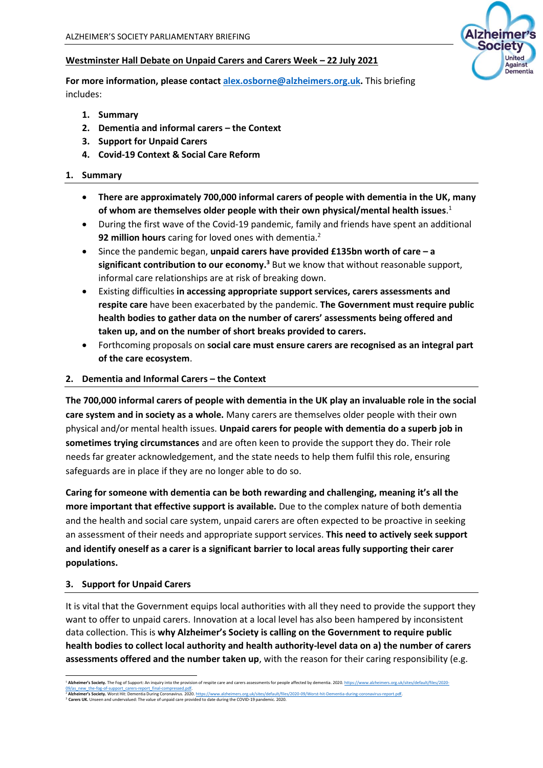ALZHEIMER'S SOCIETY PARLIAMENTARY BRIEFING

## Westminster Hall Debate on Unpaid Carers and Carers Week – 22 July 2021

**For more information, please contact [alex.osborne@alzheimers.org.uk](mailto:alex.osborne@alzheimers.org.uk).** This briefing includes:

1. **Summary**
2. **Dementia and informal carers – the Context**
3. **Support for Unpaid Carers**
4. **Covid-19 Context & Social Care Reform**

## 1. Summary

- **There are approximately 700,000 informal carers of people with dementia in the UK, many of whom are themselves older people with their own physical/mental health issues.**[1]
- During the first wave of the Covid-19 pandemic, family and friends have spent an additional **92 million hours** caring for loved ones with dementia.[2]
- Since the pandemic began, **unpaid carers have provided £135bn worth of care – a significant contribution to our economy.**[3] But we know that without reasonable support, informal care relationships are at risk of breaking down.
- Existing difficulties **in accessing appropriate support services, carers assessments and respite care** have been exacerbated by the pandemic. **The Government must require public health bodies to gather data on the number of carers' assessments being offered and taken up, and on the number of short breaks provided to carers.**
- Forthcoming proposals on **social care must ensure carers are recognised as an integral part of the care ecosystem**.

## 2. Dementia and Informal Carers – the Context

**The 700,000 informal carers of people with dementia in the UK play an invaluable role in the social care system and in society as a whole.** Many carers are themselves older people with their own physical and/or mental health issues. **Unpaid carers for people with dementia do a superb job in sometimes trying circumstances** and are often keen to provide the support they do. Their role needs far greater acknowledgement, and the state needs to help them fulfil this role, ensuring safeguards are in place if they are no longer able to do so.

**Caring for someone with dementia can be both rewarding and challenging, meaning it's all the more important that effective support is available.** Due to the complex nature of both dementia and the health and social care system, unpaid carers are often expected to be proactive in seeking an assessment of their needs and appropriate support services. **This need to actively seek support and identify oneself as a carer is a significant barrier to local areas fully supporting their carer populations.**

## 3. Support for Unpaid Carers

It is vital that the Government equips local authorities with all they need to provide the support they want to offer to unpaid carers. Innovation at a local level has also been hampered by inconsistent data collection. This is **why Alzheimer's Society is calling on the Government to require public health bodies to collect local authority and health authority-level data on a) the number of carers assessments offered and the number taken up**, with the reason for their caring responsibility (e.g.

---

[1] **Alzheimer's Society.** The Fog of Support: An inquiry into the provision of respite care and carers assessments for people affected by dementia. 2020. https://www.alzheimers.org.uk/sites/default/files/2020-09/as_new_the-fog-of-support_carers-report_final-compressed.pdf.

[2] **Alzheimer's Society.** Worst Hit: Dementia During Coronavirus. 2020. https://www.alzheimers.org.uk/sites/default/files/2020-09/Worst-hit-Dementia-during-coronavirus-report.pdf.

[3] **Carers UK.** Unseen and undervalued: The value of unpaid care provided to date during the COVID-19 pandemic. 2020.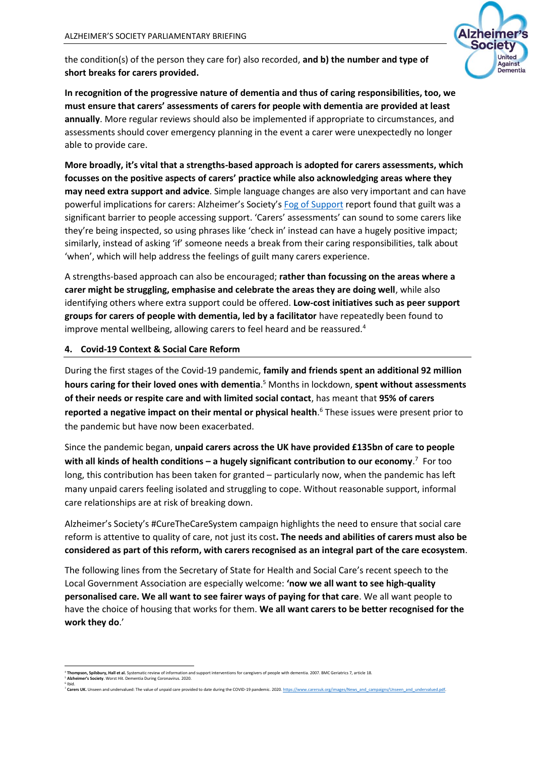the condition(s) of the person they care for) also recorded, **and b) the number and type of short breaks for carers provided.**

**In recognition of the progressive nature of dementia and thus of caring responsibilities, too, we must ensure that carers' assessments of carers for people with dementia are provided at least annually**. More regular reviews should also be implemented if appropriate to circumstances, and assessments should cover emergency planning in the event a carer were unexpectedly no longer able to provide care.

**More broadly, it's vital that a strengths-based approach is adopted for carers assessments, which focusses on the positive aspects of carers' practice while also acknowledging areas where they may need extra support and advice**. Simple language changes are also very important and can have powerful implications for carers: Alzheimer's Society's Fog of Support report found that guilt was a significant barrier to people accessing support. 'Carers' assessments' can sound to some carers like they're being inspected, so using phrases like 'check in' instead can have a hugely positive impact; similarly, instead of asking 'if' someone needs a break from their caring responsibilities, talk about 'when', which will help address the feelings of guilt many carers experience.

A strengths-based approach can also be encouraged; **rather than focussing on the areas where a carer might be struggling, emphasise and celebrate the areas they are doing well**, while also identifying others where extra support could be offered. **Low-cost initiatives such as peer support groups for carers of people with dementia, led by a facilitator** have repeatedly been found to improve mental wellbeing, allowing carers to feel heard and be reassured.[4]

## 4. Covid-19 Context & Social Care Reform

During the first stages of the Covid-19 pandemic, **family and friends spent an additional 92 million hours caring for their loved ones with dementia**.[5] Months in lockdown, **spent without assessments of their needs or respite care and with limited social contact**, has meant that **95% of carers reported a negative impact on their mental or physical health**.[6] These issues were present prior to the pandemic but have now been exacerbated.

Since the pandemic began, **unpaid carers across the UK have provided £135bn of care to people with all kinds of health conditions – a hugely significant contribution to our economy**.[7] For too long, this contribution has been taken for granted – particularly now, when the pandemic has left many unpaid carers feeling isolated and struggling to cope. Without reasonable support, informal care relationships are at risk of breaking down.

Alzheimer's Society's #CureTheCareSystem campaign highlights the need to ensure that social care reform is attentive to quality of care, not just its cost**. The needs and abilities of carers must also be considered as part of this reform, with carers recognised as an integral part of the care ecosystem**.

The following lines from the Secretary of State for Health and Social Care's recent speech to the Local Government Association are especially welcome: **'now we all want to see high-quality personalised care. We all want to see fairer ways of paying for that care**. We all want people to have the choice of housing that works for them. **We all want carers to be better recognised for the work they do**.'

---

[4] **Thompson, Spilsbury, Hall et al.** Systematic review of information and support interventions for caregivers of people with dementia. 2007. BMC Geriatrics 7, article 18.
[5] **Alzheimer's Society**. Worst Hit. Dementia During Coronavirus. 2020.
[6] Ibid.
[7] **Carers UK.** Unseen and undervalued: The value of unpaid care provided to date during the COVID-19 pandemic. 2020. https://www.carersuk.org/images/News_and_campaigns/Unseen_and_undervalued.pdf.